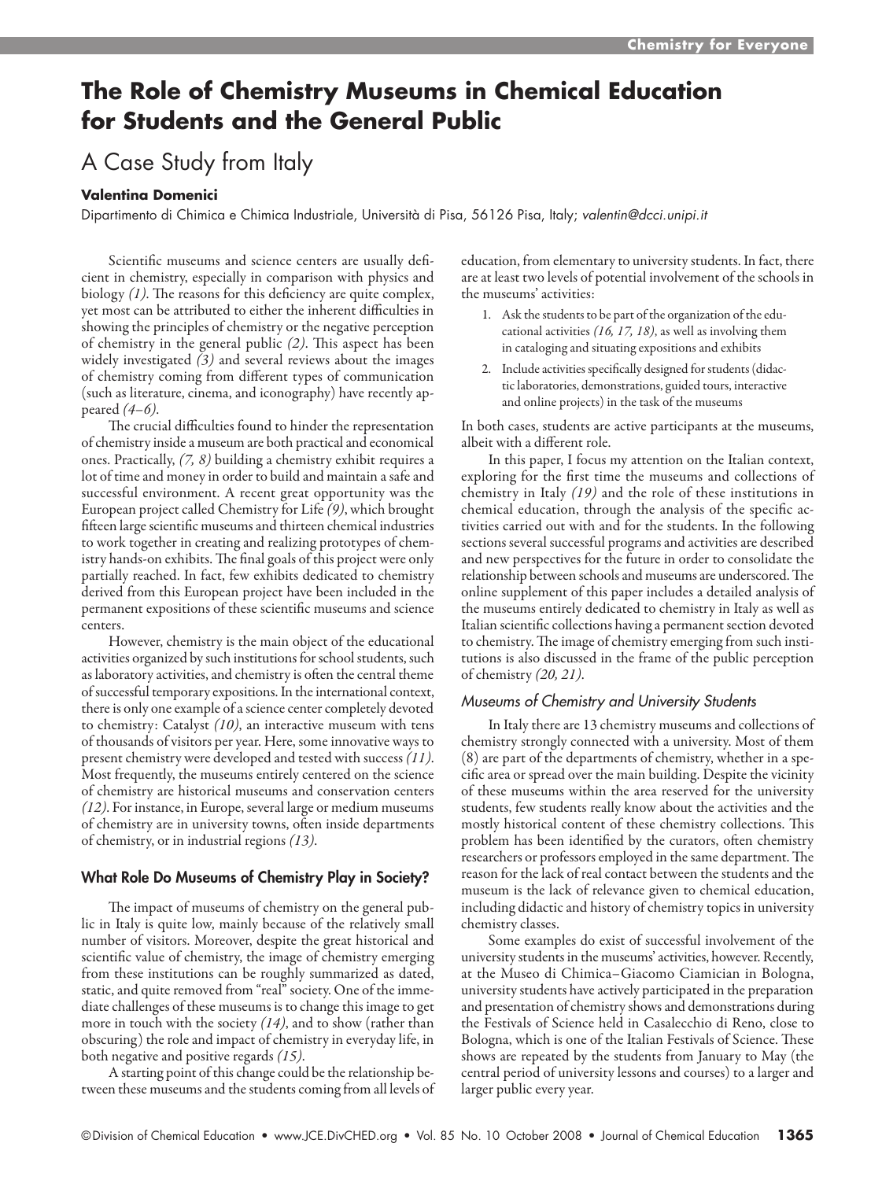# The Role of Chemistry Museums in Chemical Education for Students and the General Public

## A Case Study from Italy

**Valentina Domenici**

Dipartimento di Chimica e Chimica Industriale, Università di Pisa, 56126 Pisa, Italy; *valentin@dcci.unipi.it*

Scientific museums and science centers are usually deficient in chemistry, especially in comparison with physics and biology *(1)*. The reasons for this deficiency are quite complex, yet most can be attributed to either the inherent difficulties in showing the principles of chemistry or the negative perception of chemistry in the general public *(2)*. This aspect has been widely investigated *(3)* and several reviews about the images of chemistry coming from different types of communication (such as literature, cinema, and iconography) have recently appeared *(4–6)*.

The crucial difficulties found to hinder the representation of chemistry inside a museum are both practical and economical ones. Practically, *(7, 8)* building a chemistry exhibit requires a lot of time and money in order to build and maintain a safe and successful environment. A recent great opportunity was the European project called Chemistry for Life *(9)*, which brought fifteen large scientific museums and thirteen chemical industries to work together in creating and realizing prototypes of chemistry hands-on exhibits. The final goals of this project were only partially reached. In fact, few exhibits dedicated to chemistry derived from this European project have been included in the permanent expositions of these scientific museums and science centers.

However, chemistry is the main object of the educational activities organized by such institutions for school students, such as laboratory activities, and chemistry is often the central theme of successful temporary expositions. In the international context, there is only one example of a science center completely devoted to chemistry: Catalyst *(10)*, an interactive museum with tens of thousands of visitors per year. Here, some innovative ways to present chemistry were developed and tested with success *(11)*. Most frequently, the museums entirely centered on the science of chemistry are historical museums and conservation centers *(12)*. For instance, in Europe, several large or medium museums of chemistry are in university towns, often inside departments of chemistry, or in industrial regions *(13)*.

### What Role Do Museums of Chemistry Play in Society?

The impact of museums of chemistry on the general public in Italy is quite low, mainly because of the relatively small number of visitors. Moreover, despite the great historical and scientific value of chemistry, the image of chemistry emerging from these institutions can be roughly summarized as dated, static, and quite removed from "real" society. One of the immediate challenges of these museums is to change this image to get more in touch with the society *(14)*, and to show (rather than obscuring) the role and impact of chemistry in everyday life, in both negative and positive regards *(15)*.

A starting point of this change could be the relationship between these museums and the students coming from all levels of education, from elementary to university students. In fact, there are at least two levels of potential involvement of the schools in the museums' activities:

1. Ask the students to be part of the organization of the educational activities *(16, 17, 18)*, as well as involving them in cataloging and situating expositions and exhibits
2. Include activities specifically designed for students (didactic laboratories, demonstrations, guided tours, interactive and online projects) in the task of the museums

In both cases, students are active participants at the museums, albeit with a different role.

In this paper, I focus my attention on the Italian context, exploring for the first time the museums and collections of chemistry in Italy *(19)* and the role of these institutions in chemical education, through the analysis of the specific activities carried out with and for the students. In the following sections several successful programs and activities are described and new perspectives for the future in order to consolidate the relationship between schools and museums are underscored. The online supplement of this paper includes a detailed analysis of the museums entirely dedicated to chemistry in Italy as well as Italian scientific collections having a permanent section devoted to chemistry. The image of chemistry emerging from such institutions is also discussed in the frame of the public perception of chemistry *(20, 21)*.

#### *Museums of Chemistry and University Students*

In Italy there are 13 chemistry museums and collections of chemistry strongly connected with a university. Most of them (8) are part of the departments of chemistry, whether in a specific area or spread over the main building. Despite the vicinity of these museums within the area reserved for the university students, few students really know about the activities and the mostly historical content of these chemistry collections. This problem has been identified by the curators, often chemistry researchers or professors employed in the same department. The reason for the lack of real contact between the students and the museum is the lack of relevance given to chemical education, including didactic and history of chemistry topics in university chemistry classes.

Some examples do exist of successful involvement of the university students in the museums' activities, however. Recently, at the Museo di Chimica–Giacomo Ciamician in Bologna, university students have actively participated in the preparation and presentation of chemistry shows and demonstrations during the Festivals of Science held in Casalecchio di Reno, close to Bologna, which is one of the Italian Festivals of Science. These shows are repeated by the students from January to May (the central period of university lessons and courses) to a larger and larger public every year.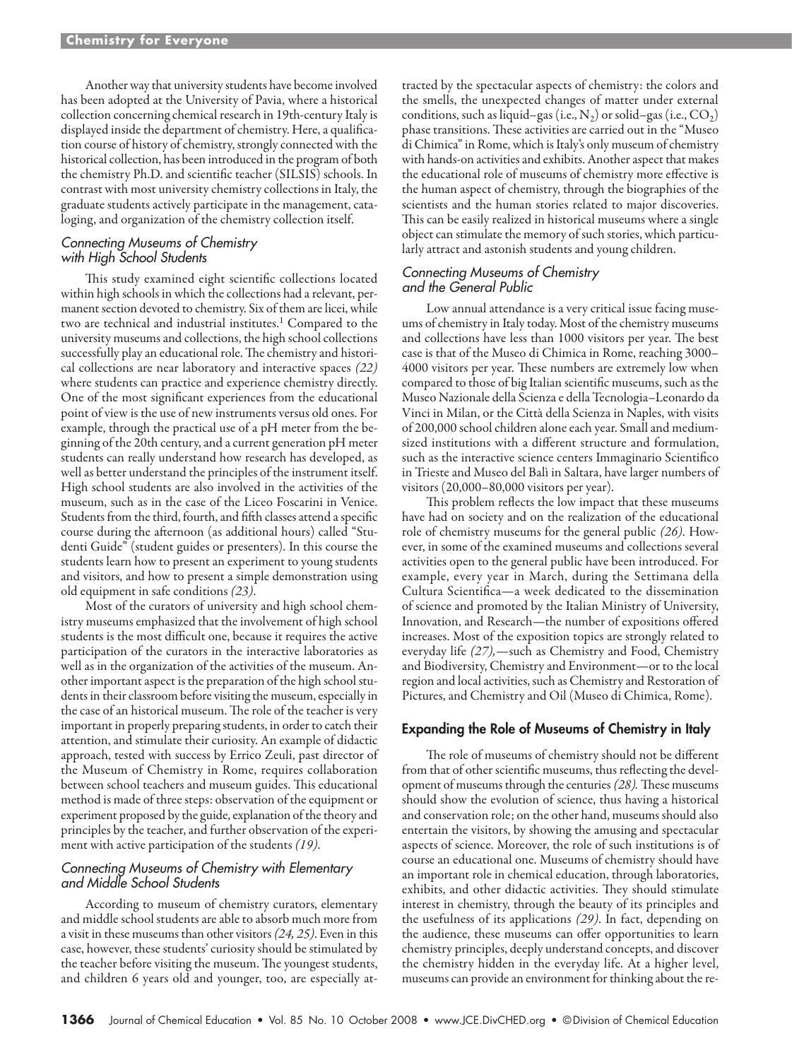Another way that university students have become involved has been adopted at the University of Pavia, where a historical collection concerning chemical research in 19th-century Italy is displayed inside the department of chemistry. Here, a qualification course of history of chemistry, strongly connected with the historical collection, has been introduced in the program of both the chemistry Ph.D. and scientific teacher (SILSIS) schools. In contrast with most university chemistry collections in Italy, the graduate students actively participate in the management, cataloging, and organization of the chemistry collection itself.

### *Connecting Museums of Chemistry with High School Students*

This study examined eight scientific collections located within high schools in which the collections had a relevant, permanent section devoted to chemistry. Six of them are licei, while two are technical and industrial institutes.[1] Compared to the university museums and collections, the high school collections successfully play an educational role. The chemistry and historical collections are near laboratory and interactive spaces *(22)* where students can practice and experience chemistry directly. One of the most significant experiences from the educational point of view is the use of new instruments versus old ones. For example, through the practical use of a pH meter from the beginning of the 20th century, and a current generation pH meter students can really understand how research has developed, as well as better understand the principles of the instrument itself. High school students are also involved in the activities of the museum, such as in the case of the Liceo Foscarini in Venice. Students from the third, fourth, and fifth classes attend a specific course during the afternoon (as additional hours) called "Studenti Guide" (student guides or presenters). In this course the students learn how to present an experiment to young students and visitors, and how to present a simple demonstration using old equipment in safe conditions *(23)*.

Most of the curators of university and high school chemistry museums emphasized that the involvement of high school students is the most difficult one, because it requires the active participation of the curators in the interactive laboratories as well as in the organization of the activities of the museum. Another important aspect is the preparation of the high school students in their classroom before visiting the museum, especially in the case of an historical museum. The role of the teacher is very important in properly preparing students, in order to catch their attention, and stimulate their curiosity. An example of didactic approach, tested with success by Errico Zeuli, past director of the Museum of Chemistry in Rome, requires collaboration between school teachers and museum guides. This educational method is made of three steps: observation of the equipment or experiment proposed by the guide, explanation of the theory and principles by the teacher, and further observation of the experiment with active participation of the students *(19)*.

### *Connecting Museums of Chemistry with Elementary and Middle School Students*

According to museum of chemistry curators, elementary and middle school students are able to absorb much more from a visit in these museums than other visitors *(24, 25)*. Even in this case, however, these students' curiosity should be stimulated by the teacher before visiting the museum. The youngest students, and children 6 years old and younger, too, are especially attracted by the spectacular aspects of chemistry: the colors and the smells, the unexpected changes of matter under external conditions, such as liquid–gas (i.e., $N_2$) or solid–gas (i.e., $CO_2$) phase transitions. These activities are carried out in the "Museo di Chimica" in Rome, which is Italy's only museum of chemistry with hands-on activities and exhibits. Another aspect that makes the educational role of museums of chemistry more effective is the human aspect of chemistry, through the biographies of the scientists and the human stories related to major discoveries. This can be easily realized in historical museums where a single object can stimulate the memory of such stories, which particularly attract and astonish students and young children.

### *Connecting Museums of Chemistry and the General Public*

Low annual attendance is a very critical issue facing museums of chemistry in Italy today. Most of the chemistry museums and collections have less than 1000 visitors per year. The best case is that of the Museo di Chimica in Rome, reaching 3000–4000 visitors per year. These numbers are extremely low when compared to those of big Italian scientific museums, such as the Museo Nazionale della Scienza e della Tecnologia–Leonardo da Vinci in Milan, or the Città della Scienza in Naples, with visits of 200,000 school children alone each year. Small and medium-sized institutions with a different structure and formulation, such as the interactive science centers Immaginario Scientifico in Trieste and Museo del Balì in Saltara, have larger numbers of visitors (20,000–80,000 visitors per year).

This problem reflects the low impact that these museums have had on society and on the realization of the educational role of chemistry museums for the general public *(26)*. However, in some of the examined museums and collections several activities open to the general public have been introduced. For example, every year in March, during the Settimana della Cultura Scientifica—a week dedicated to the dissemination of science and promoted by the Italian Ministry of University, Innovation, and Research—the number of expositions offered increases. Most of the exposition topics are strongly related to everyday life *(27)*,—such as Chemistry and Food, Chemistry and Biodiversity, Chemistry and Environment—or to the local region and local activities, such as Chemistry and Restoration of Pictures, and Chemistry and Oil (Museo di Chimica, Rome).

## Expanding the Role of Museums of Chemistry in Italy

The role of museums of chemistry should not be different from that of other scientific museums, thus reflecting the development of museums through the centuries *(28)*. These museums should show the evolution of science, thus having a historical and conservation role; on the other hand, museums should also entertain the visitors, by showing the amusing and spectacular aspects of science. Moreover, the role of such institutions is of course an educational one. Museums of chemistry should have an important role in chemical education, through laboratories, exhibits, and other didactic activities. They should stimulate interest in chemistry, through the beauty of its principles and the usefulness of its applications *(29)*. In fact, depending on the audience, these museums can offer opportunities to learn chemistry principles, deeply understand concepts, and discover the chemistry hidden in the everyday life. At a higher level, museums can provide an environment for thinking about the re-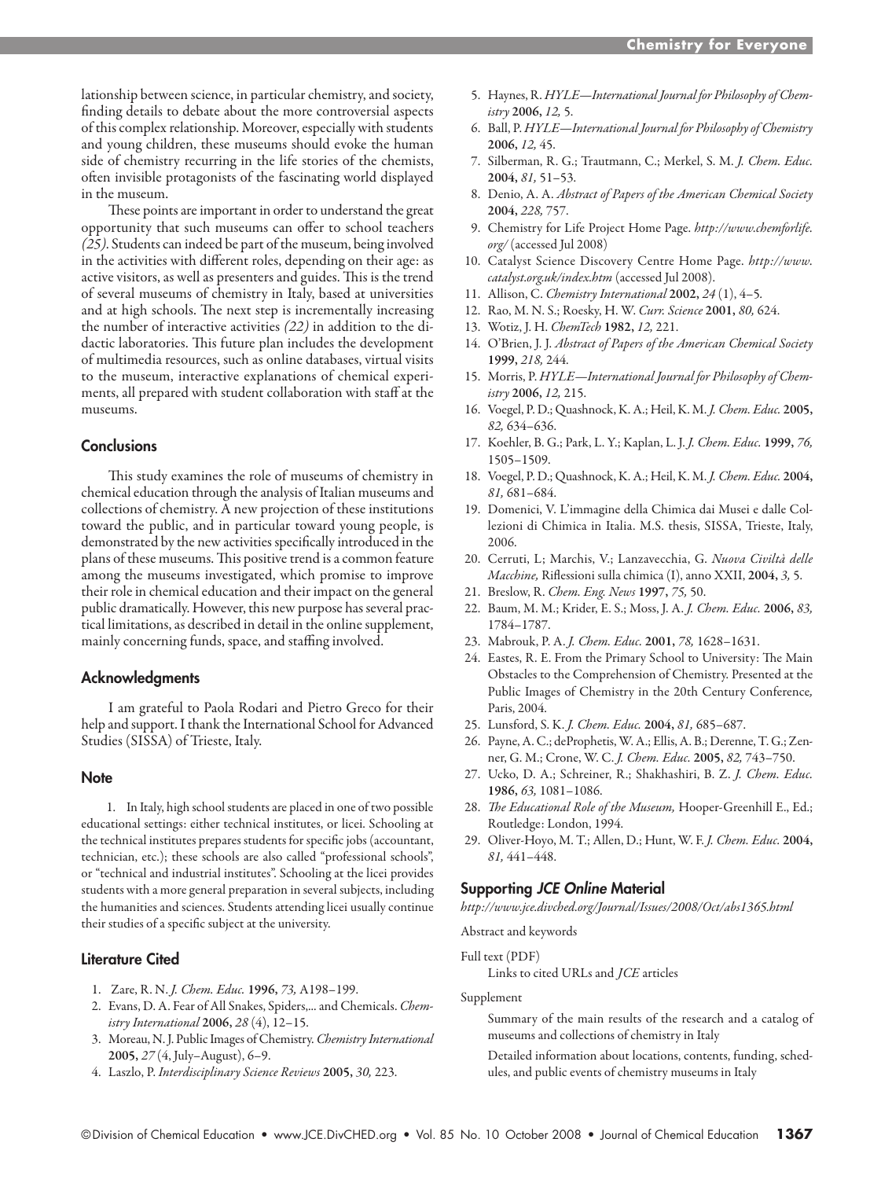lationship between science, in particular chemistry, and society, finding details to debate about the more controversial aspects of this complex relationship. Moreover, especially with students and young children, these museums should evoke the human side of chemistry recurring in the life stories of the chemists, often invisible protagonists of the fascinating world displayed in the museum.

These points are important in order to understand the great opportunity that such museums can offer to school teachers *(25)*. Students can indeed be part of the museum, being involved in the activities with different roles, depending on their age: as active visitors, as well as presenters and guides. This is the trend of several museums of chemistry in Italy, based at universities and at high schools. The next step is incrementally increasing the number of interactive activities *(22)* in addition to the didactic laboratories. This future plan includes the development of multimedia resources, such as online databases, virtual visits to the museum, interactive explanations of chemical experiments, all prepared with student collaboration with staff at the museums.

## Conclusions

This study examines the role of museums of chemistry in chemical education through the analysis of Italian museums and collections of chemistry. A new projection of these institutions toward the public, and in particular toward young people, is demonstrated by the new activities specifically introduced in the plans of these museums. This positive trend is a common feature among the museums investigated, which promise to improve their role in chemical education and their impact on the general public dramatically. However, this new purpose has several practical limitations, as described in detail in the online supplement, mainly concerning funds, space, and staffing involved.

## Acknowledgments

I am grateful to Paola Rodari and Pietro Greco for their help and support. I thank the International School for Advanced Studies (SISSA) of Trieste, Italy.

## Note

1. In Italy, high school students are placed in one of two possible educational settings: either technical institutes, or licei. Schooling at the technical institutes prepares students for specific jobs (accountant, technician, etc.); these schools are also called "professional schools", or "technical and industrial institutes". Schooling at the licei provides students with a more general preparation in several subjects, including the humanities and sciences. Students attending licei usually continue their studies of a specific subject at the university.

## Literature Cited

1. Zare, R. N. *J. Chem. Educ.* **1996,** *73,* A198–199.
2. Evans, D. A. Fear of All Snakes, Spiders,... and Chemicals. *Chemistry International* **2006,** *28* (4), 12–15.
3. Moreau, N. J. Public Images of Chemistry. *Chemistry International* **2005,** *27* (4, July–August), 6–9.
4. Laszlo, P. *Interdisciplinary Science Reviews* **2005,** *30,* 223.
5. Haynes, R. *HYLE—International Journal for Philosophy of Chemistry* **2006,** *12,* 5.
6. Ball, P. *HYLE—International Journal for Philosophy of Chemistry* **2006,** *12,* 45.
7. Silberman, R. G.; Trautmann, C.; Merkel, S. M. *J. Chem. Educ.* **2004,** *81,* 51–53.
8. Denio, A. A. *Abstract of Papers of the American Chemical Society* **2004,** *228,* 757.
9. Chemistry for Life Project Home Page. *http://www.chemforlife.org/* (accessed Jul 2008)
10. Catalyst Science Discovery Centre Home Page. *http://www.catalyst.org.uk/index.htm* (accessed Jul 2008).
11. Allison, C. *Chemistry International* **2002,** *24* (1), 4–5.
12. Rao, M. N. S.; Roesky, H. W. *Curr. Science* **2001,** *80,* 624.
13. Wotiz, J. H. *ChemTech* **1982,** *12,* 221.
14. O'Brien, J. J. *Abstract of Papers of the American Chemical Society* **1999,** *218,* 244.
15. Morris, P. *HYLE—International Journal for Philosophy of Chemistry* **2006,** *12,* 215.
16. Voegel, P. D.; Quashnock, K. A.; Heil, K. M. *J. Chem. Educ.* **2005,** *82,* 634–636.
17. Koehler, B. G.; Park, L. Y.; Kaplan, L. J. *J. Chem. Educ.* **1999,** *76,* 1505–1509.
18. Voegel, P. D.; Quashnock, K. A.; Heil, K. M. *J. Chem. Educ.* **2004,** *81,* 681–684.
19. Domenici, V. L'immagine della Chimica dai Musei e dalle Collezioni di Chimica in Italia. M.S. thesis, SISSA, Trieste, Italy, 2006.
20. Cerruti, L; Marchis, V.; Lanzavecchia, G. *Nuova Civiltà delle Macchine,* Riflessioni sulla chimica (I), anno XXII, **2004,** *3,* 5.
21. Breslow, R. *Chem. Eng. News* **1997,** *75,* 50.
22. Baum, M. M.; Krider, E. S.; Moss, J. A. *J. Chem. Educ.* **2006,** *83,* 1784–1787.
23. Mabrouk, P. A. *J. Chem. Educ.* **2001,** *78,* 1628–1631.
24. Eastes, R. E. From the Primary School to University: The Main Obstacles to the Comprehension of Chemistry. Presented at the Public Images of Chemistry in the 20th Century Conference*,* Paris, 2004.
25. Lunsford, S. K. *J. Chem. Educ.* **2004,** *81,* 685–687.
26. Payne, A. C.; deProphetis, W. A.; Ellis, A. B.; Derenne, T. G.; Zenner, G. M.; Crone, W. C. *J. Chem. Educ.* **2005,** *82,* 743–750.
27. Ucko, D. A.; Schreiner, R.; Shakhashiri, B. Z. *J. Chem. Educ.* **1986,** *63,* 1081–1086.
28. *The Educational Role of the Museum,* Hooper-Greenhill E., Ed.; Routledge: London, 1994.
29. Oliver-Hoyo, M. T.; Allen, D.; Hunt, W. F. *J. Chem. Educ.* **2004,** *81,* 441–448.

## Supporting *JCE Online* Material

*http://www.jce.divched.org/Journal/Issues/2008/Oct/abs1365.html*

Abstract and keywords

Full text (PDF)

Links to cited URLs and *JCE* articles

Supplement

Summary of the main results of the research and a catalog of museums and collections of chemistry in Italy

Detailed information about locations, contents, funding, schedules, and public events of chemistry museums in Italy